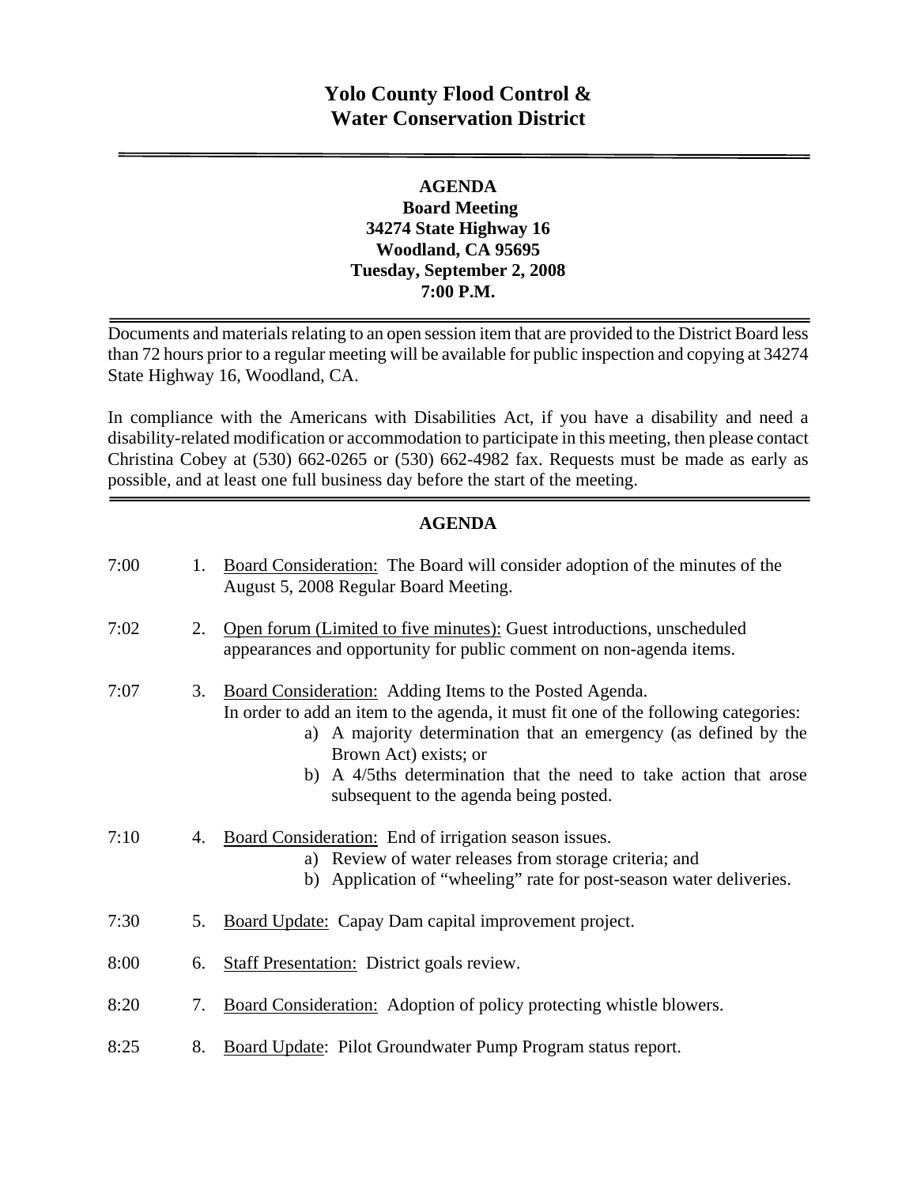# Yolo County Flood Control & Water Conservation District

**AGENDA**
**Board Meeting**
**34274 State Highway 16**
**Woodland, CA 95695**
**Tuesday, September 2, 2008**
**7:00 P.M.**

Documents and materials relating to an open session item that are provided to the District Board less than 72 hours prior to a regular meeting will be available for public inspection and copying at 34274 State Highway 16, Woodland, CA.

In compliance with the Americans with Disabilities Act, if you have a disability and need a disability-related modification or accommodation to participate in this meeting, then please contact Christina Cobey at (530) 662-0265 or (530) 662-4982 fax. Requests must be made as early as possible, and at least one full business day before the start of the meeting.

## AGENDA

7:00 — 1. Board Consideration: The Board will consider adoption of the minutes of the August 5, 2008 Regular Board Meeting.

7:02 — 2. Open forum (Limited to five minutes): Guest introductions, unscheduled appearances and opportunity for public comment on non-agenda items.

7:07 — 3. Board Consideration: Adding Items to the Posted Agenda.
In order to add an item to the agenda, it must fit one of the following categories:
   a) A majority determination that an emergency (as defined by the Brown Act) exists; or
   b) A 4/5ths determination that the need to take action that arose subsequent to the agenda being posted.

7:10 — 4. Board Consideration: End of irrigation season issues.
   a) Review of water releases from storage criteria; and
   b) Application of "wheeling" rate for post-season water deliveries.

7:30 — 5. Board Update: Capay Dam capital improvement project.

8:00 — 6. Staff Presentation: District goals review.

8:20 — 7. Board Consideration: Adoption of policy protecting whistle blowers.

8:25 — 8. Board Update: Pilot Groundwater Pump Program status report.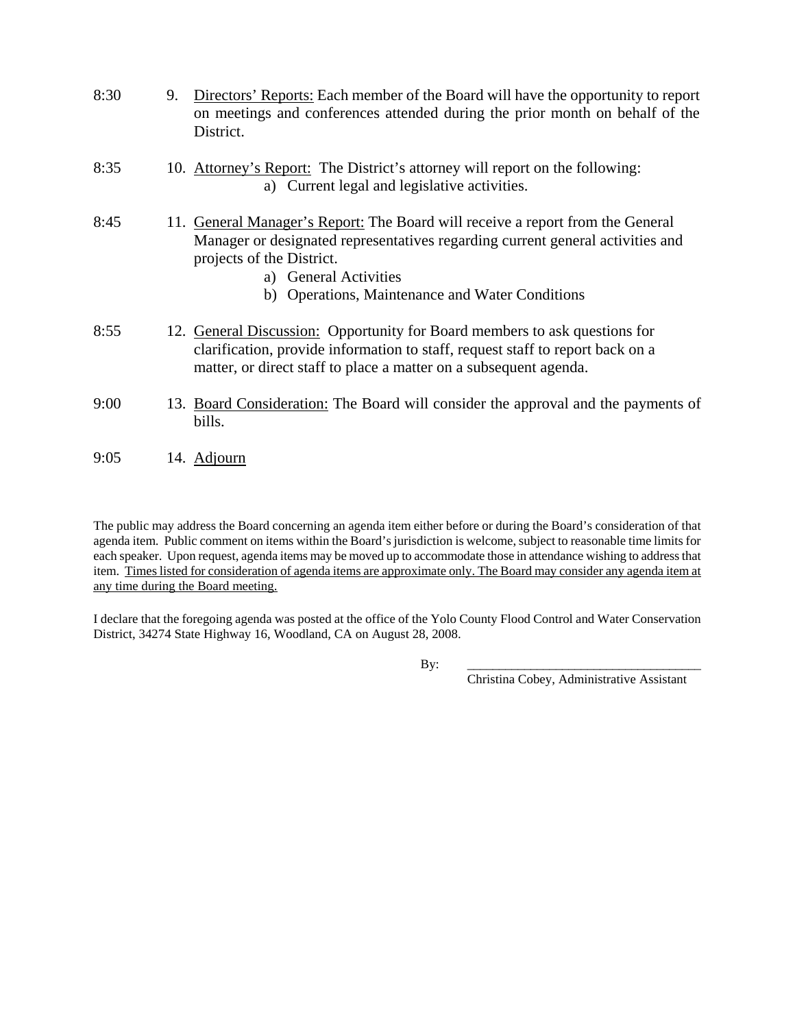8:30 9. Directors' Reports: Each member of the Board will have the opportunity to report on meetings and conferences attended during the prior month on behalf of the District.

8:35 10. Attorney's Report: The District's attorney will report on the following:
   a) Current legal and legislative activities.

8:45 11. General Manager's Report: The Board will receive a report from the General Manager or designated representatives regarding current general activities and projects of the District.
   a) General Activities
   b) Operations, Maintenance and Water Conditions

8:55 12. General Discussion: Opportunity for Board members to ask questions for clarification, provide information to staff, request staff to report back on a matter, or direct staff to place a matter on a subsequent agenda.

9:00 13. Board Consideration: The Board will consider the approval and the payments of bills.

9:05 14. Adjourn

The public may address the Board concerning an agenda item either before or during the Board's consideration of that agenda item. Public comment on items within the Board's jurisdiction is welcome, subject to reasonable time limits for each speaker. Upon request, agenda items may be moved up to accommodate those in attendance wishing to address that item. Times listed for consideration of agenda items are approximate only. The Board may consider any agenda item at any time during the Board meeting.

I declare that the foregoing agenda was posted at the office of the Yolo County Flood Control and Water Conservation District, 34274 State Highway 16, Woodland, CA on August 28, 2008.

By: ___________________________________
Christina Cobey, Administrative Assistant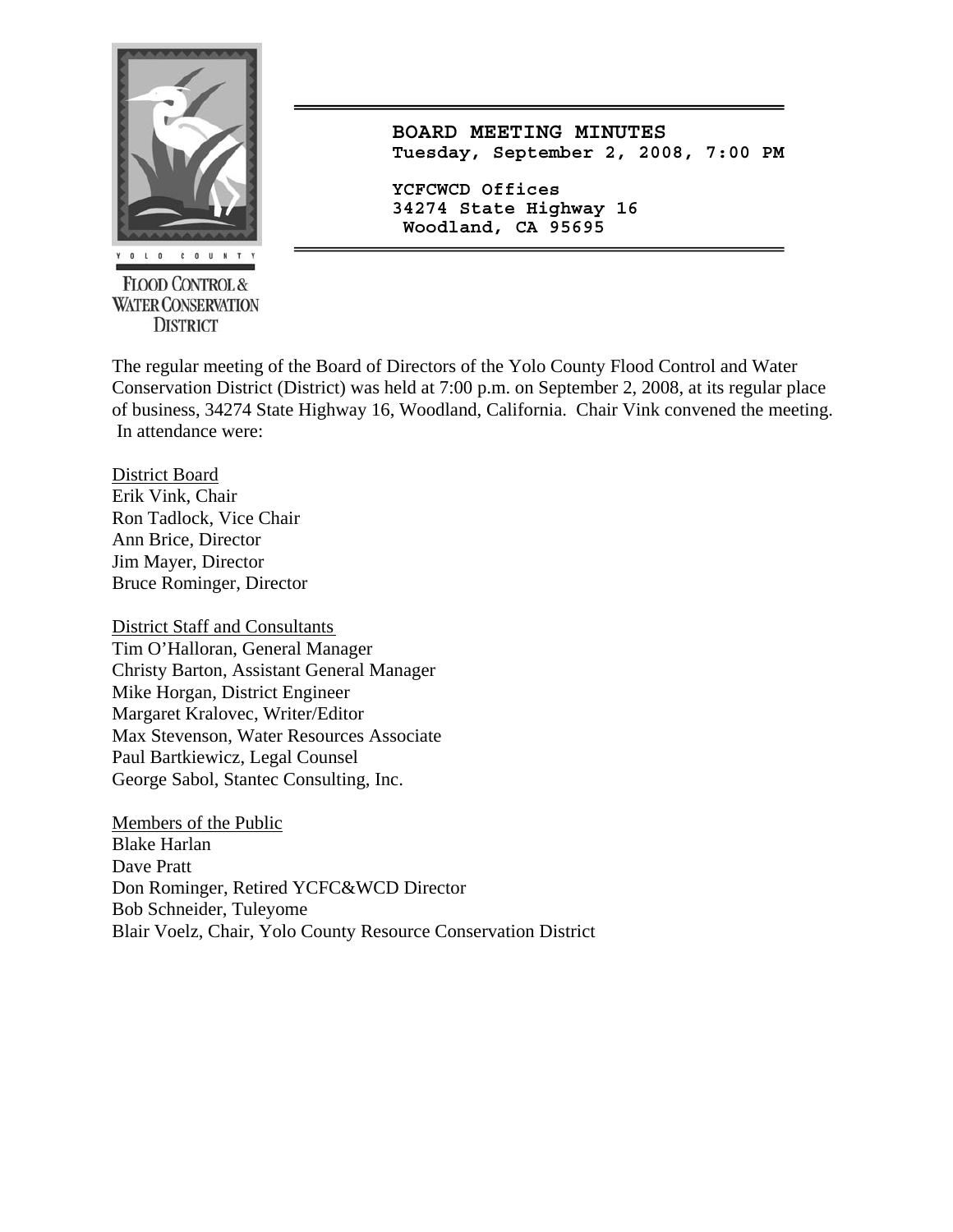YOLO COUNTY

FLOOD CONTROL & WATER CONSERVATION DISTRICT

**BOARD MEETING MINUTES**
**Tuesday, September 2, 2008, 7:00 PM**

**YCFCWCD Offices**
**34274 State Highway 16**
**Woodland, CA 95695**

The regular meeting of the Board of Directors of the Yolo County Flood Control and Water Conservation District (District) was held at 7:00 p.m. on September 2, 2008, at its regular place of business, 34274 State Highway 16, Woodland, California. Chair Vink convened the meeting. In attendance were:

District Board
Erik Vink, Chair
Ron Tadlock, Vice Chair
Ann Brice, Director
Jim Mayer, Director
Bruce Rominger, Director

District Staff and Consultants
Tim O'Halloran, General Manager
Christy Barton, Assistant General Manager
Mike Horgan, District Engineer
Margaret Kralovec, Writer/Editor
Max Stevenson, Water Resources Associate
Paul Bartkiewicz, Legal Counsel
George Sabol, Stantec Consulting, Inc.

Members of the Public
Blake Harlan
Dave Pratt
Don Rominger, Retired YCFC&WCD Director
Bob Schneider, Tuleyome
Blair Voelz, Chair, Yolo County Resource Conservation District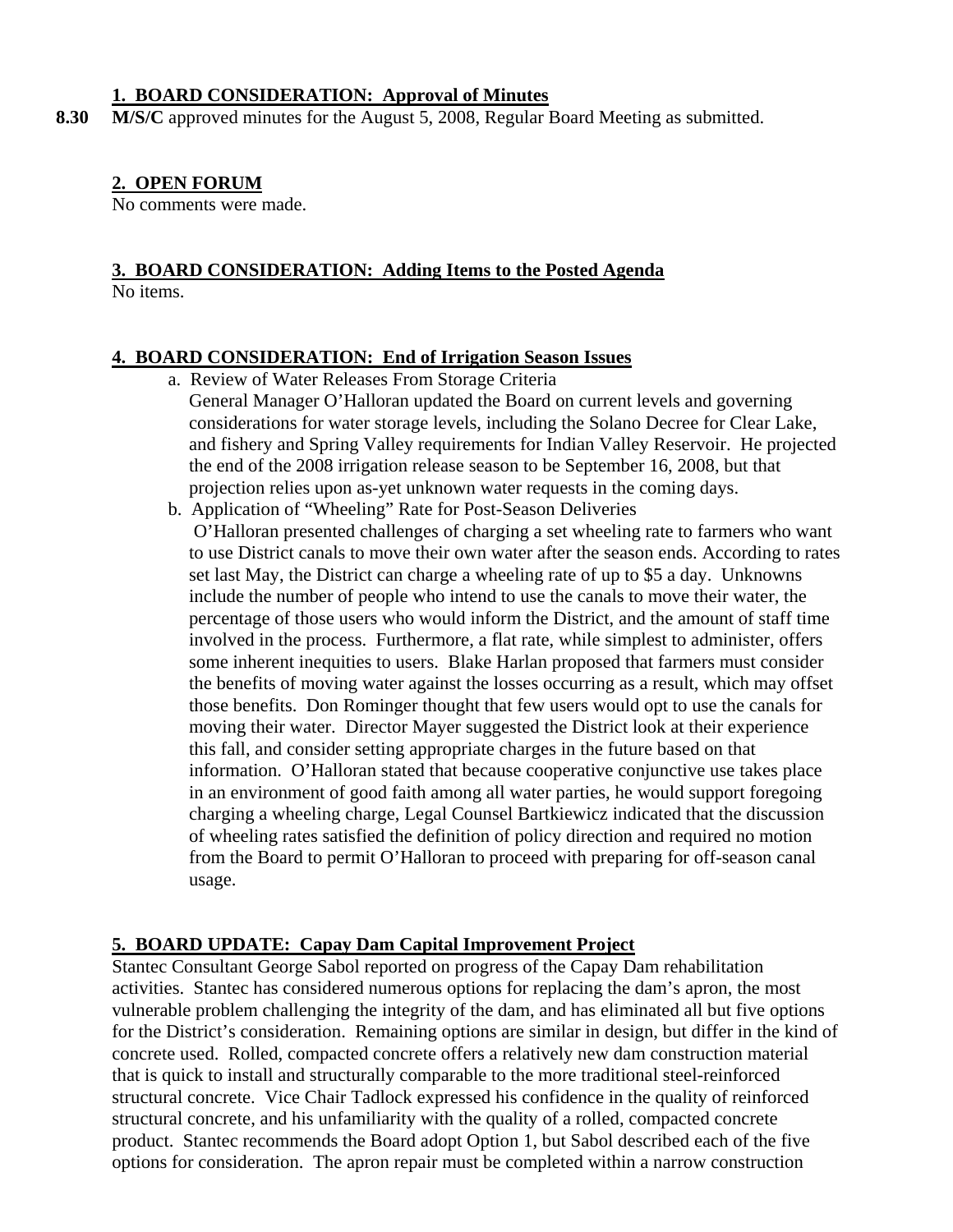### 1. BOARD CONSIDERATION: Approval of Minutes

**8.30** **M/S/C** approved minutes for the August 5, 2008, Regular Board Meeting as submitted.

### 2. OPEN FORUM

No comments were made.

### 3. BOARD CONSIDERATION: Adding Items to the Posted Agenda

No items.

### 4. BOARD CONSIDERATION: End of Irrigation Season Issues

a. Review of Water Releases From Storage Criteria
General Manager O'Halloran updated the Board on current levels and governing considerations for water storage levels, including the Solano Decree for Clear Lake, and fishery and Spring Valley requirements for Indian Valley Reservoir. He projected the end of the 2008 irrigation release season to be September 16, 2008, but that projection relies upon as-yet unknown water requests in the coming days.

b. Application of "Wheeling" Rate for Post-Season Deliveries
O'Halloran presented challenges of charging a set wheeling rate to farmers who want to use District canals to move their own water after the season ends. According to rates set last May, the District can charge a wheeling rate of up to $5 a day. Unknowns include the number of people who intend to use the canals to move their water, the percentage of those users who would inform the District, and the amount of staff time involved in the process. Furthermore, a flat rate, while simplest to administer, offers some inherent inequities to users. Blake Harlan proposed that farmers must consider the benefits of moving water against the losses occurring as a result, which may offset those benefits. Don Rominger thought that few users would opt to use the canals for moving their water. Director Mayer suggested the District look at their experience this fall, and consider setting appropriate charges in the future based on that information. O'Halloran stated that because cooperative conjunctive use takes place in an environment of good faith among all water parties, he would support foregoing charging a wheeling charge, Legal Counsel Bartkiewicz indicated that the discussion of wheeling rates satisfied the definition of policy direction and required no motion from the Board to permit O'Halloran to proceed with preparing for off-season canal usage.

### 5. BOARD UPDATE: Capay Dam Capital Improvement Project

Stantec Consultant George Sabol reported on progress of the Capay Dam rehabilitation activities. Stantec has considered numerous options for replacing the dam's apron, the most vulnerable problem challenging the integrity of the dam, and has eliminated all but five options for the District's consideration. Remaining options are similar in design, but differ in the kind of concrete used. Rolled, compacted concrete offers a relatively new dam construction material that is quick to install and structurally comparable to the more traditional steel-reinforced structural concrete. Vice Chair Tadlock expressed his confidence in the quality of reinforced structural concrete, and his unfamiliarity with the quality of a rolled, compacted concrete product. Stantec recommends the Board adopt Option 1, but Sabol described each of the five options for consideration. The apron repair must be completed within a narrow construction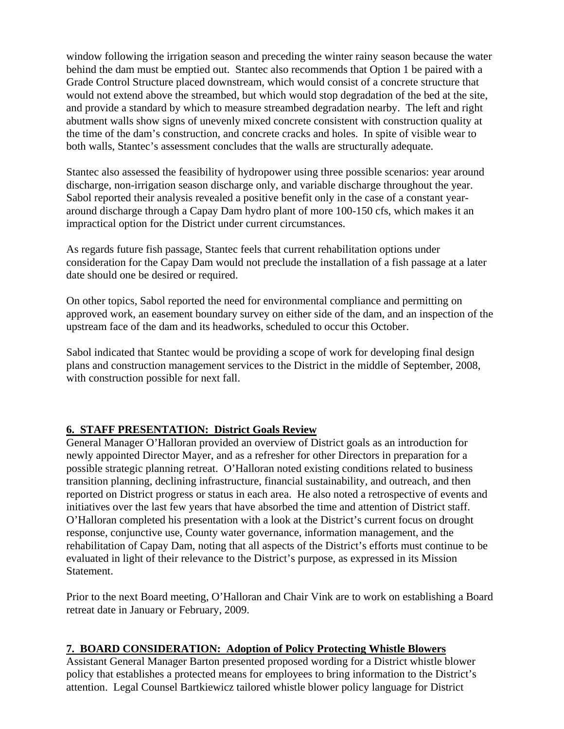window following the irrigation season and preceding the winter rainy season because the water behind the dam must be emptied out. Stantec also recommends that Option 1 be paired with a Grade Control Structure placed downstream, which would consist of a concrete structure that would not extend above the streambed, but which would stop degradation of the bed at the site, and provide a standard by which to measure streambed degradation nearby. The left and right abutment walls show signs of unevenly mixed concrete consistent with construction quality at the time of the dam's construction, and concrete cracks and holes. In spite of visible wear to both walls, Stantec's assessment concludes that the walls are structurally adequate.

Stantec also assessed the feasibility of hydropower using three possible scenarios: year around discharge, non-irrigation season discharge only, and variable discharge throughout the year. Sabol reported their analysis revealed a positive benefit only in the case of a constant year-around discharge through a Capay Dam hydro plant of more 100-150 cfs, which makes it an impractical option for the District under current circumstances.

As regards future fish passage, Stantec feels that current rehabilitation options under consideration for the Capay Dam would not preclude the installation of a fish passage at a later date should one be desired or required.

On other topics, Sabol reported the need for environmental compliance and permitting on approved work, an easement boundary survey on either side of the dam, and an inspection of the upstream face of the dam and its headworks, scheduled to occur this October.

Sabol indicated that Stantec would be providing a scope of work for developing final design plans and construction management services to the District in the middle of September, 2008, with construction possible for next fall.

## 6. STAFF PRESENTATION: District Goals Review

General Manager O'Halloran provided an overview of District goals as an introduction for newly appointed Director Mayer, and as a refresher for other Directors in preparation for a possible strategic planning retreat. O'Halloran noted existing conditions related to business transition planning, declining infrastructure, financial sustainability, and outreach, and then reported on District progress or status in each area. He also noted a retrospective of events and initiatives over the last few years that have absorbed the time and attention of District staff. O'Halloran completed his presentation with a look at the District's current focus on drought response, conjunctive use, County water governance, information management, and the rehabilitation of Capay Dam, noting that all aspects of the District's efforts must continue to be evaluated in light of their relevance to the District's purpose, as expressed in its Mission Statement.

Prior to the next Board meeting, O'Halloran and Chair Vink are to work on establishing a Board retreat date in January or February, 2009.

## 7. BOARD CONSIDERATION: Adoption of Policy Protecting Whistle Blowers

Assistant General Manager Barton presented proposed wording for a District whistle blower policy that establishes a protected means for employees to bring information to the District's attention. Legal Counsel Bartkiewicz tailored whistle blower policy language for District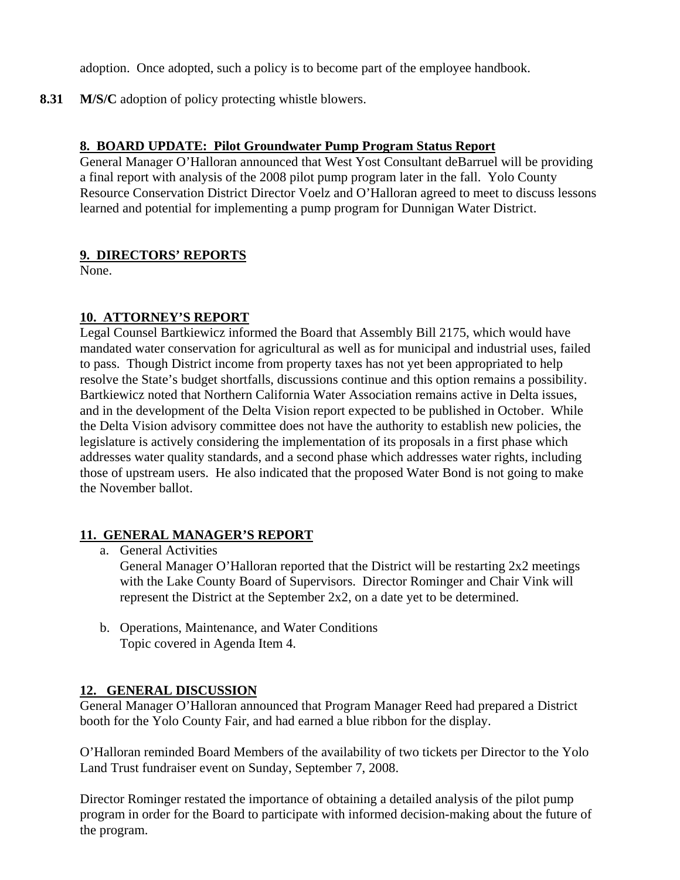adoption. Once adopted, such a policy is to become part of the employee handbook.

**8.31** **M/S/C** adoption of policy protecting whistle blowers.

## 8. BOARD UPDATE: Pilot Groundwater Pump Program Status Report

General Manager O'Halloran announced that West Yost Consultant deBarruel will be providing a final report with analysis of the 2008 pilot pump program later in the fall. Yolo County Resource Conservation District Director Voelz and O'Halloran agreed to meet to discuss lessons learned and potential for implementing a pump program for Dunnigan Water District.

## 9. DIRECTORS' REPORTS

None.

## 10. ATTORNEY'S REPORT

Legal Counsel Bartkiewicz informed the Board that Assembly Bill 2175, which would have mandated water conservation for agricultural as well as for municipal and industrial uses, failed to pass. Though District income from property taxes has not yet been appropriated to help resolve the State's budget shortfalls, discussions continue and this option remains a possibility. Bartkiewicz noted that Northern California Water Association remains active in Delta issues, and in the development of the Delta Vision report expected to be published in October. While the Delta Vision advisory committee does not have the authority to establish new policies, the legislature is actively considering the implementation of its proposals in a first phase which addresses water quality standards, and a second phase which addresses water rights, including those of upstream users. He also indicated that the proposed Water Bond is not going to make the November ballot.

## 11. GENERAL MANAGER'S REPORT

a. General Activities
   General Manager O'Halloran reported that the District will be restarting 2x2 meetings with the Lake County Board of Supervisors. Director Rominger and Chair Vink will represent the District at the September 2x2, on a date yet to be determined.

b. Operations, Maintenance, and Water Conditions
   Topic covered in Agenda Item 4.

## 12. GENERAL DISCUSSION

General Manager O'Halloran announced that Program Manager Reed had prepared a District booth for the Yolo County Fair, and had earned a blue ribbon for the display.

O'Halloran reminded Board Members of the availability of two tickets per Director to the Yolo Land Trust fundraiser event on Sunday, September 7, 2008.

Director Rominger restated the importance of obtaining a detailed analysis of the pilot pump program in order for the Board to participate with informed decision-making about the future of the program.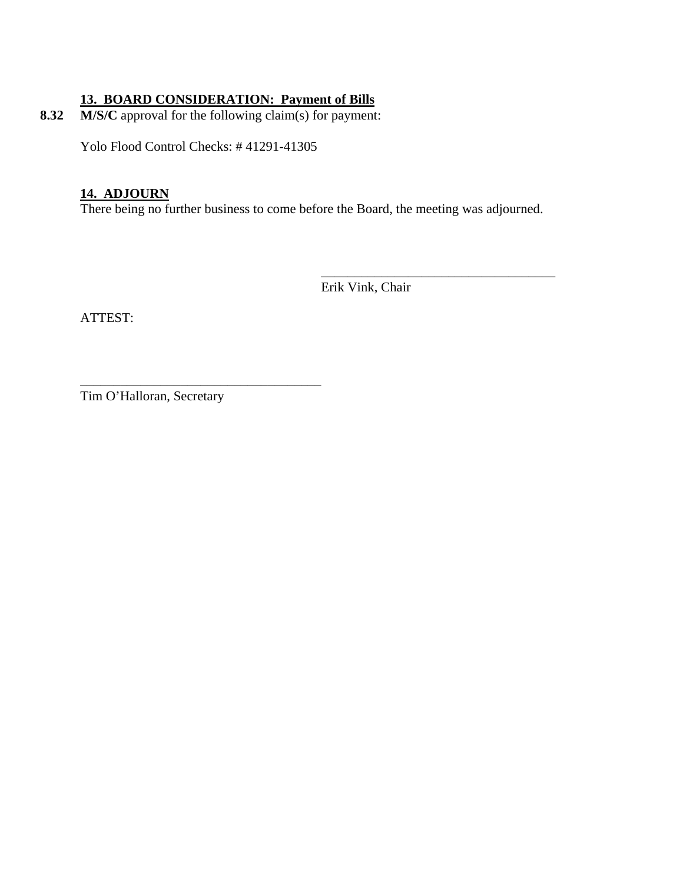**13. BOARD CONSIDERATION: Payment of Bills**

**8.32** **M/S/C** approval for the following claim(s) for payment:

Yolo Flood Control Checks: # 41291-41305

**14. ADJOURN**

There being no further business to come before the Board, the meeting was adjourned.

\_\_\_\_\_\_\_\_\_\_\_\_\_\_\_\_\_\_\_\_\_\_\_\_\_\_\_\_\_\_\_\_\_\_\_\_

Erik Vink, Chair

ATTEST:

\_\_\_\_\_\_\_\_\_\_\_\_\_\_\_\_\_\_\_\_\_\_\_\_\_\_\_\_\_\_\_\_\_\_\_\_

Tim O'Halloran, Secretary